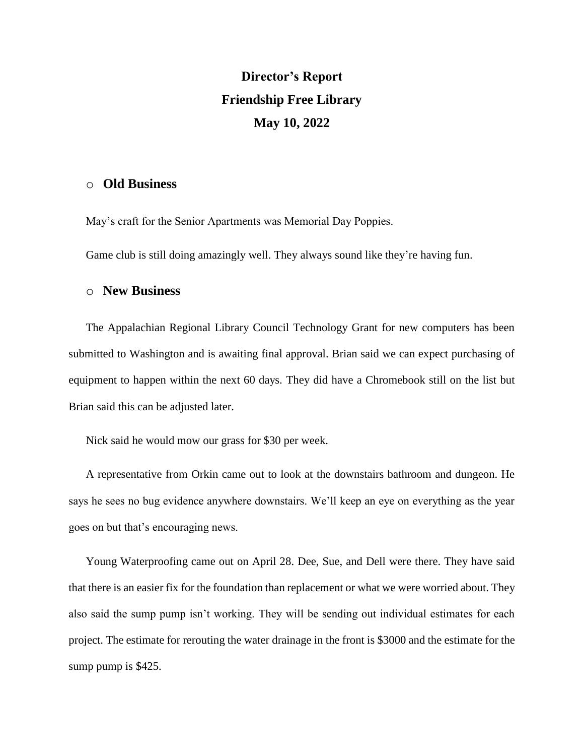# Director's Report
# Friendship Free Library
# May 10, 2022

## Old Business

May's craft for the Senior Apartments was Memorial Day Poppies.

Game club is still doing amazingly well. They always sound like they're having fun.

## New Business

The Appalachian Regional Library Council Technology Grant for new computers has been submitted to Washington and is awaiting final approval. Brian said we can expect purchasing of equipment to happen within the next 60 days. They did have a Chromebook still on the list but Brian said this can be adjusted later.

Nick said he would mow our grass for $30 per week.

A representative from Orkin came out to look at the downstairs bathroom and dungeon. He says he sees no bug evidence anywhere downstairs. We'll keep an eye on everything as the year goes on but that's encouraging news.

Young Waterproofing came out on April 28. Dee, Sue, and Dell were there. They have said that there is an easier fix for the foundation than replacement or what we were worried about. They also said the sump pump isn't working. They will be sending out individual estimates for each project. The estimate for rerouting the water drainage in the front is $3000 and the estimate for the sump pump is $425.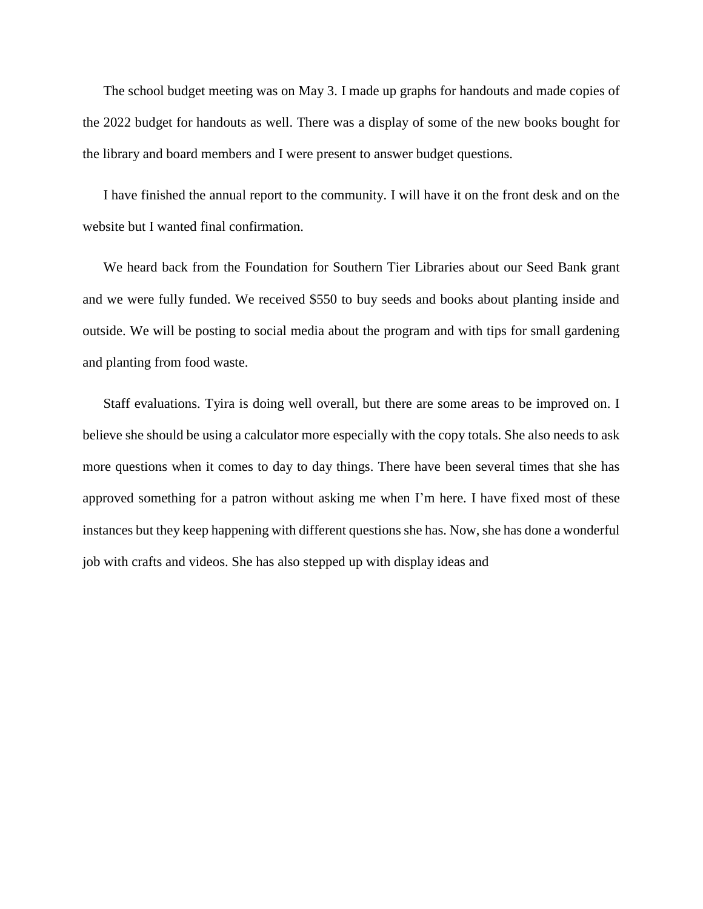The school budget meeting was on May 3. I made up graphs for handouts and made copies of the 2022 budget for handouts as well. There was a display of some of the new books bought for the library and board members and I were present to answer budget questions.

I have finished the annual report to the community. I will have it on the front desk and on the website but I wanted final confirmation.

We heard back from the Foundation for Southern Tier Libraries about our Seed Bank grant and we were fully funded. We received $550 to buy seeds and books about planting inside and outside. We will be posting to social media about the program and with tips for small gardening and planting from food waste.

Staff evaluations. Tyira is doing well overall, but there are some areas to be improved on. I believe she should be using a calculator more especially with the copy totals. She also needs to ask more questions when it comes to day to day things. There have been several times that she has approved something for a patron without asking me when I'm here. I have fixed most of these instances but they keep happening with different questions she has. Now, she has done a wonderful job with crafts and videos. She has also stepped up with display ideas and